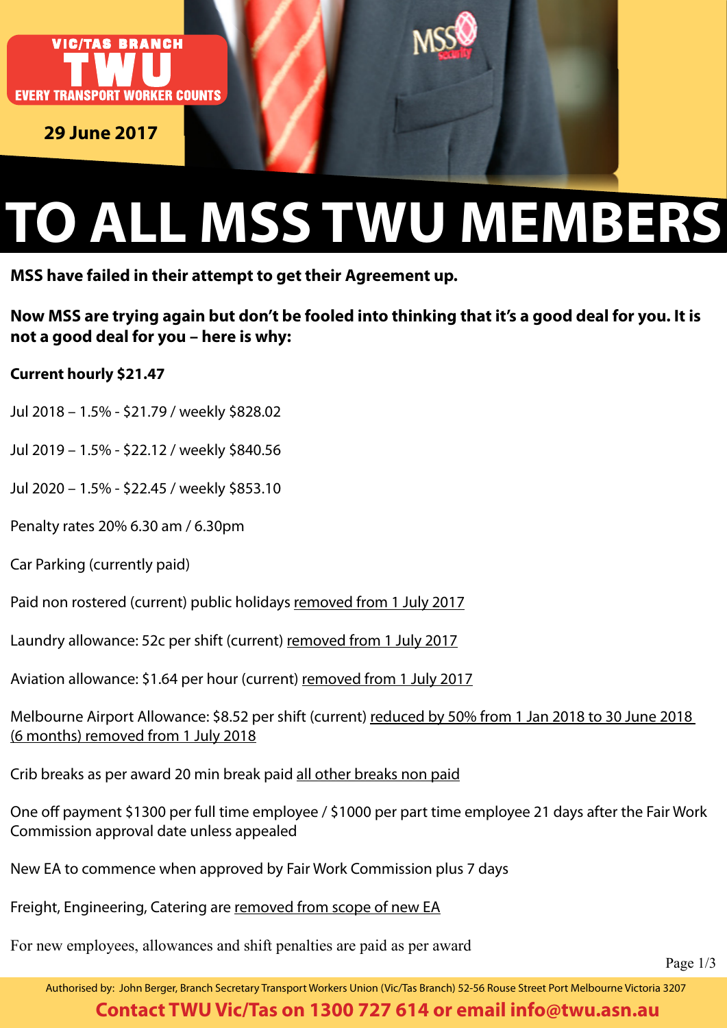VIC/TAS BRANCH
TWU
EVERY TRANSPORT WORKER COUNTS

**29 June 2017**

# TO ALL MSS TWU MEMBERS

**MSS have failed in their attempt to get their Agreement up.**

**Now MSS are trying again but don't be fooled into thinking that it's a good deal for you. It is not a good deal for you – here is why:**

**Current hourly $21.47**

Jul 2018 – 1.5% - $21.79 / weekly $828.02

Jul 2019 – 1.5% - $22.12 / weekly $840.56

Jul 2020 – 1.5% - $22.45 / weekly $853.10

Penalty rates 20% 6.30 am / 6.30pm

Car Parking (currently paid)

Paid non rostered (current) public holidays removed from 1 July 2017

Laundry allowance: 52c per shift (current) removed from 1 July 2017

Aviation allowance: $1.64 per hour (current) removed from 1 July 2017

Melbourne Airport Allowance: $8.52 per shift (current) reduced by 50% from 1 Jan 2018 to 30 June 2018 (6 months) removed from 1 July 2018

Crib breaks as per award 20 min break paid all other breaks non paid

One off payment $1300 per full time employee / $1000 per part time employee 21 days after the Fair Work Commission approval date unless appealed

New EA to commence when approved by Fair Work Commission plus 7 days

Freight, Engineering, Catering are removed from scope of new EA

For new employees, allowances and shift penalties are paid as per award

Authorised by: John Berger, Branch Secretary Transport Workers Union (Vic/Tas Branch) 52-56 Rouse Street Port Melbourne Victoria 3207

**Contact TWU Vic/Tas on 1300 727 614 or email info@twu.asn.au**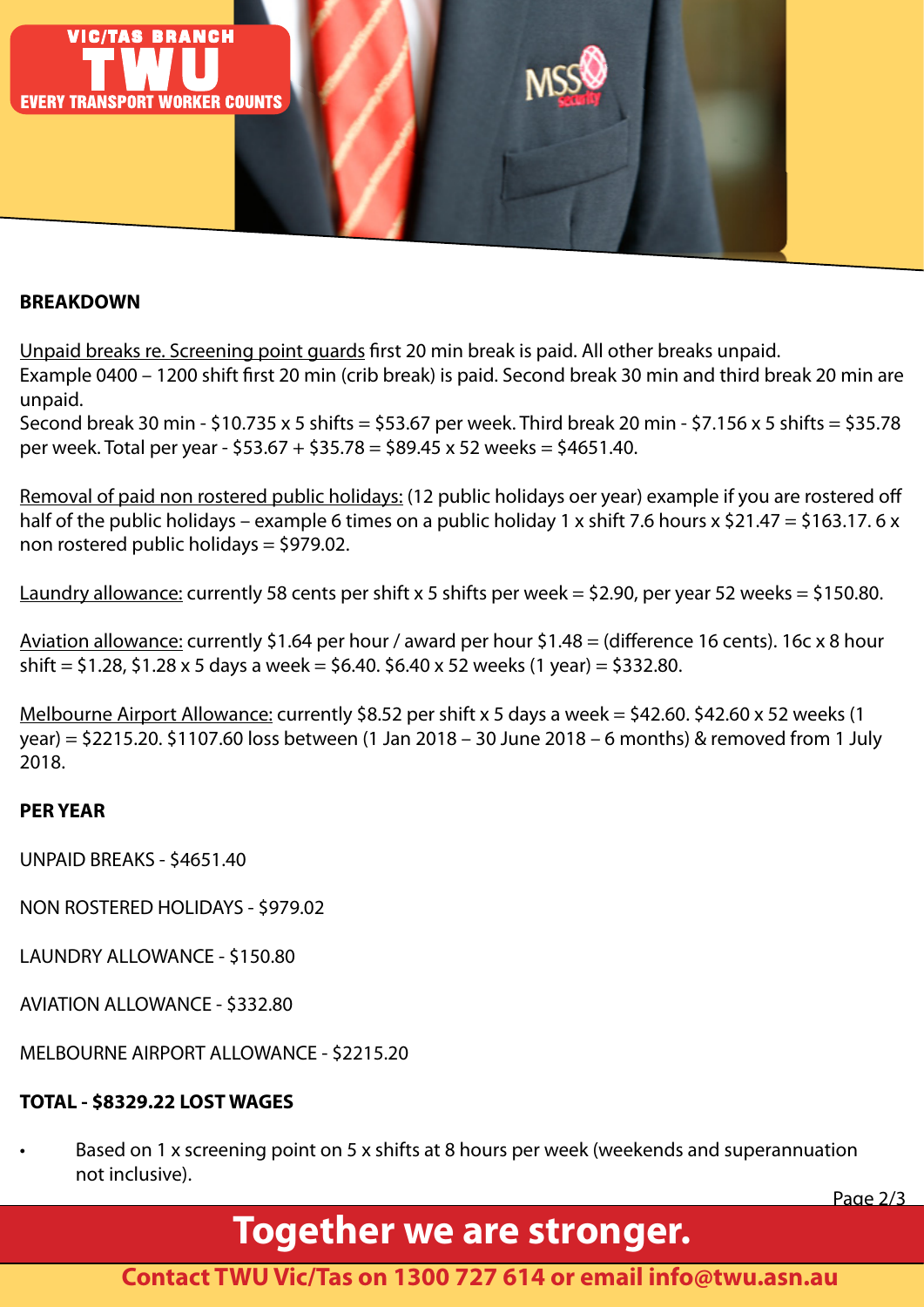**BREAKDOWN**

Unpaid breaks re. Screening point guards first 20 min break is paid. All other breaks unpaid.
Example 0400 – 1200 shift first 20 min (crib break) is paid. Second break 30 min and third break 20 min are unpaid.
Second break 30 min - $10.735 x 5 shifts = $53.67 per week. Third break 20 min - $7.156 x 5 shifts = $35.78 per week. Total per year - $53.67 + $35.78 = $89.45 x 52 weeks = $4651.40.

Removal of paid non rostered public holidays: (12 public holidays oer year) example if you are rostered off half of the public holidays – example 6 times on a public holiday 1 x shift 7.6 hours x $21.47 = $163.17. 6 x non rostered public holidays = $979.02.

Laundry allowance: currently 58 cents per shift x 5 shifts per week = $2.90, per year 52 weeks = $150.80.

Aviation allowance: currently $1.64 per hour / award per hour $1.48 = (difference 16 cents). 16c x 8 hour shift = $1.28, $1.28 x 5 days a week = $6.40. $6.40 x 52 weeks (1 year) = $332.80.

Melbourne Airport Allowance: currently $8.52 per shift x 5 days a week = $42.60. $42.60 x 52 weeks (1 year) = $2215.20. $1107.60 loss between (1 Jan 2018 – 30 June 2018 – 6 months) & removed from 1 July 2018.

**PER YEAR**

UNPAID BREAKS - $4651.40

NON ROSTERED HOLIDAYS - $979.02

LAUNDRY ALLOWANCE - $150.80

AVIATION ALLOWANCE - $332.80

MELBOURNE AIRPORT ALLOWANCE - $2215.20

**TOTAL - $8329.22 LOST WAGES**

- Based on 1 x screening point on 5 x shifts at 8 hours per week (weekends and superannuation not inclusive).

**Together we are stronger.**

**Contact TWU Vic/Tas on 1300 727 614 or email info@twu.asn.au**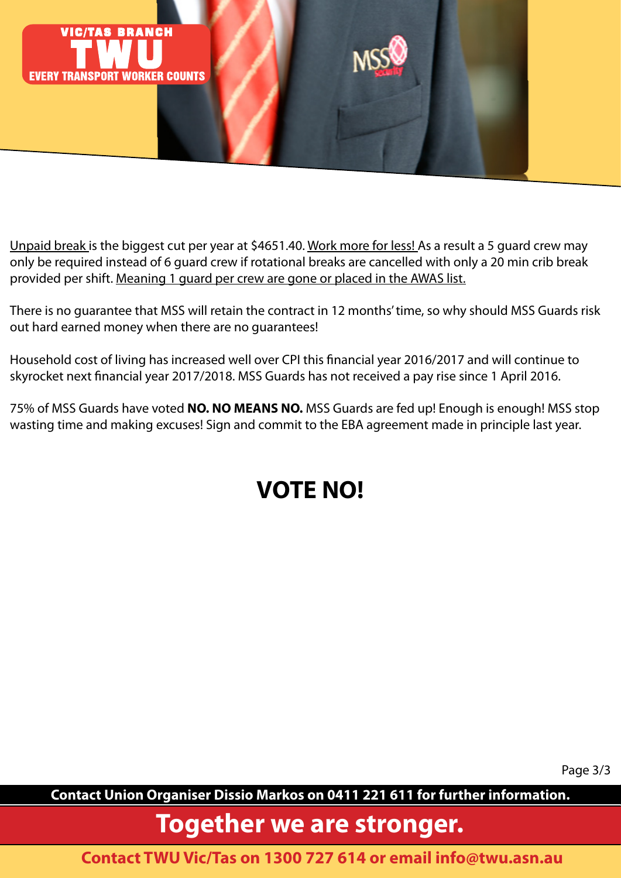Unpaid break is the biggest cut per year at $4651.40. Work more for less! As a result a 5 guard crew may only be required instead of 6 guard crew if rotational breaks are cancelled with only a 20 min crib break provided per shift. Meaning 1 guard per crew are gone or placed in the AWAS list.

There is no guarantee that MSS will retain the contract in 12 months' time, so why should MSS Guards risk out hard earned money when there are no guarantees!

Household cost of living has increased well over CPI this financial year 2016/2017 and will continue to skyrocket next financial year 2017/2018. MSS Guards has not received a pay rise since 1 April 2016.

75% of MSS Guards have voted **NO. NO MEANS NO.** MSS Guards are fed up! Enough is enough! MSS stop wasting time and making excuses! Sign and commit to the EBA agreement made in principle last year.

# VOTE NO!

**Contact Union Organiser Dissio Markos on 0411 221 611 for further information.**

**Together we are stronger.**

**Contact TWU Vic/Tas on 1300 727 614 or email info@twu.asn.au**